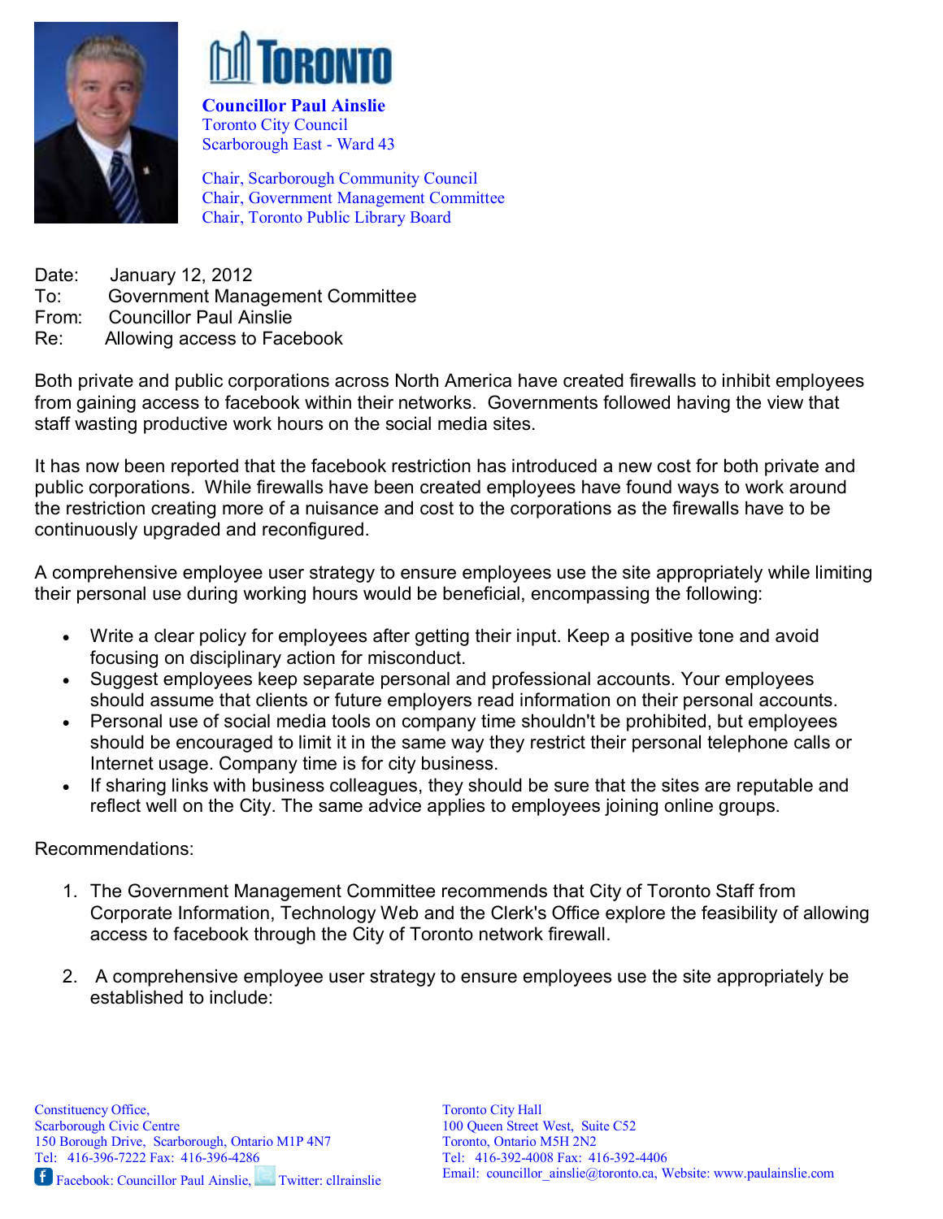**Councillor Paul Ainslie**
Toronto City Council
Scarborough East - Ward 43

Chair, Scarborough Community Council
Chair, Government Management Committee
Chair, Toronto Public Library Board

Date: January 12, 2012
To: Government Management Committee
From: Councillor Paul Ainslie
Re: Allowing access to Facebook

Both private and public corporations across North America have created firewalls to inhibit employees from gaining access to facebook within their networks. Governments followed having the view that staff wasting productive work hours on the social media sites.

It has now been reported that the facebook restriction has introduced a new cost for both private and public corporations. While firewalls have been created employees have found ways to work around the restriction creating more of a nuisance and cost to the corporations as the firewalls have to be continuously upgraded and reconfigured.

A comprehensive employee user strategy to ensure employees use the site appropriately while limiting their personal use during working hours would be beneficial, encompassing the following:

- Write a clear policy for employees after getting their input. Keep a positive tone and avoid focusing on disciplinary action for misconduct.
- Suggest employees keep separate personal and professional accounts. Your employees should assume that clients or future employers read information on their personal accounts.
- Personal use of social media tools on company time shouldn't be prohibited, but employees should be encouraged to limit it in the same way they restrict their personal telephone calls or Internet usage. Company time is for city business.
- If sharing links with business colleagues, they should be sure that the sites are reputable and reflect well on the City. The same advice applies to employees joining online groups.

Recommendations:

1. The Government Management Committee recommends that City of Toronto Staff from Corporate Information, Technology Web and the Clerk's Office explore the feasibility of allowing access to facebook through the City of Toronto network firewall.

2. A comprehensive employee user strategy to ensure employees use the site appropriately be established to include:

Constituency Office,
Scarborough Civic Centre
150 Borough Drive, Scarborough, Ontario M1P 4N7
Tel: 416-396-7222 Fax: 416-396-4286
Facebook: Councillor Paul Ainslie, Twitter: cllrainslie

Toronto City Hall
100 Queen Street West, Suite C52
Toronto, Ontario M5H 2N2
Tel: 416-392-4008 Fax: 416-392-4406
Email: councillor_ainslie@toronto.ca, Website: www.paulainslie.com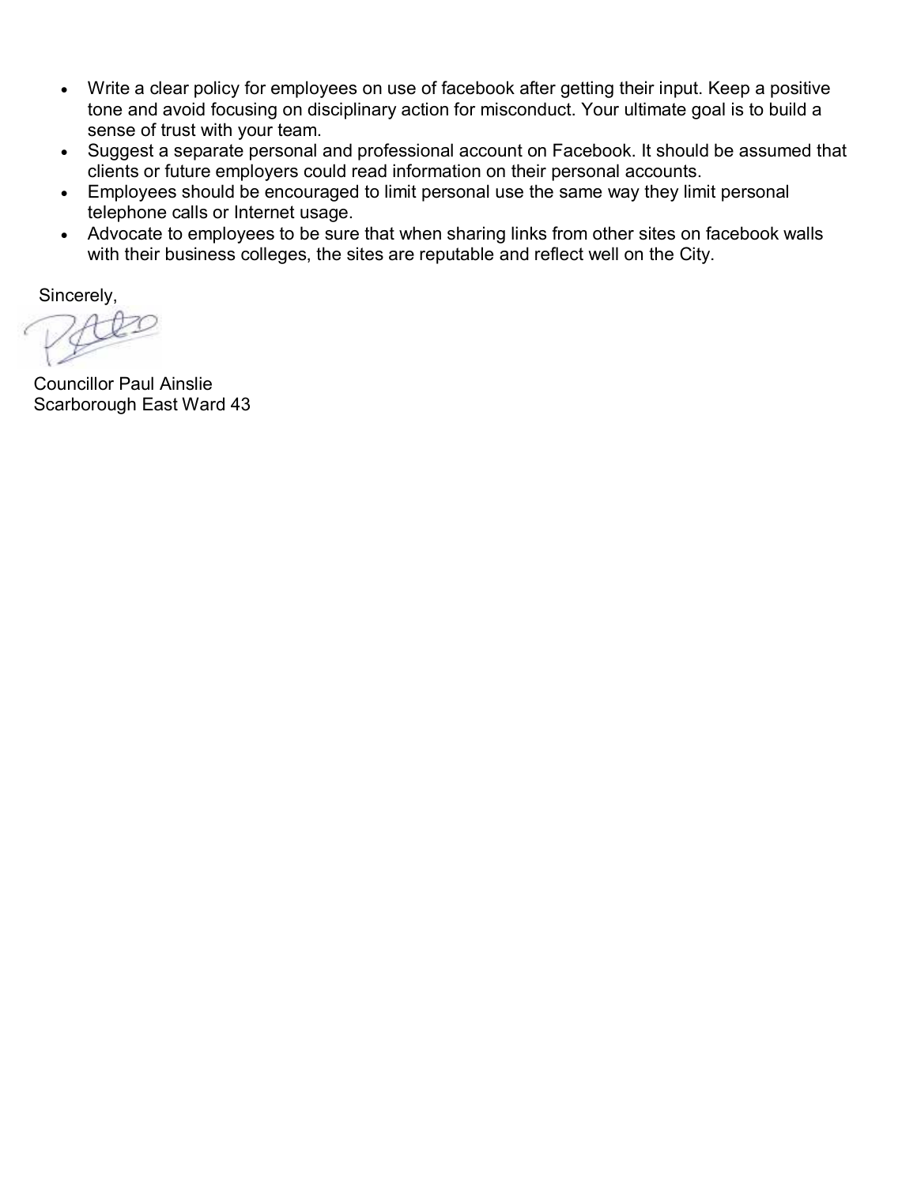- Write a clear policy for employees on use of facebook after getting their input. Keep a positive tone and avoid focusing on disciplinary action for misconduct. Your ultimate goal is to build a sense of trust with your team.
- Suggest a separate personal and professional account on Facebook. It should be assumed that clients or future employers could read information on their personal accounts.
- Employees should be encouraged to limit personal use the same way they limit personal telephone calls or Internet usage.
- Advocate to employees to be sure that when sharing links from other sites on facebook walls with their business colleges, the sites are reputable and reflect well on the City.

Sincerely,

Councillor Paul Ainslie
Scarborough East Ward 43